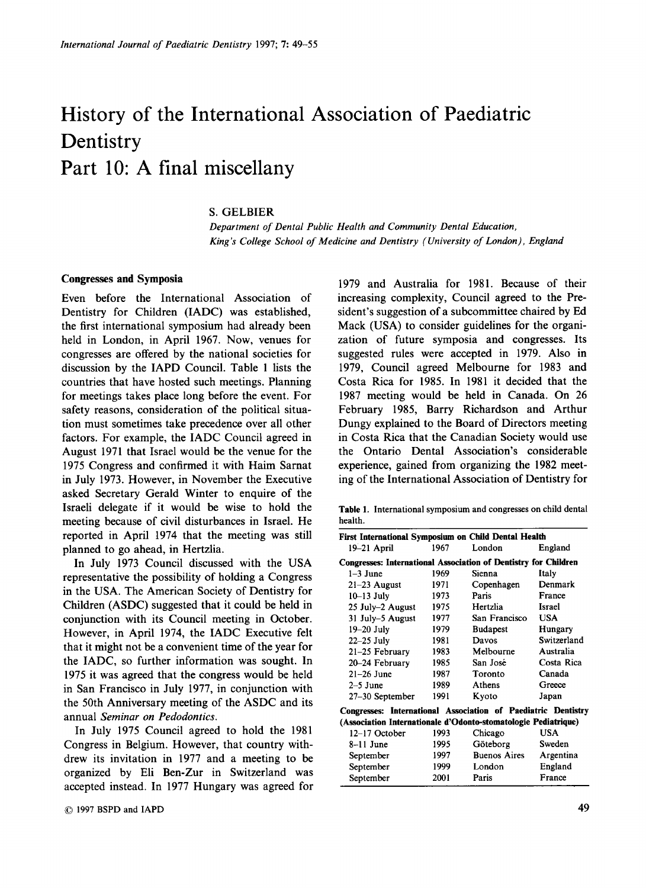# History of the International Association of Paediatric Dentistry

# Part 10: A final miscellany

S. GELBIER

*Department of Dental Public Health and Community Dental Education, King's College School of Medicine and Dentistry (University of London), England*

## Congresses and Symposia

Even before the International Association of Dentistry for Children (IADC) was established, the first international symposium had already been held in London, in April 1967. Now, venues for congresses are offered by the national societies for discussion by the IAPD Council. Table 1 lists the countries that have hosted such meetings. Planning for meetings takes place long before the event. For safety reasons, consideration of the political situation must sometimes take precedence over all other factors. For example, the IADC Council agreed in August 1971 that Israel would be the venue for the 1975 Congress and confirmed it with Haim Sarnat in July 1973. However, in November the Executive asked Secretary Gerald Winter to enquire of the Israeli delegate if it would be wise to hold the meeting because of civil disturbances in Israel. He reported in April 1974 that the meeting was still planned to go ahead, in Hertzlia.

In July 1973 Council discussed with the USA representative the possibility of holding a Congress in the USA. The American Society of Dentistry for Children (ASDC) suggested that it could be held in conjunction with its Council meeting in October. However, in April 1974, the IADC Executive felt that it might not be a convenient time of the year for the IADC, so further information was sought. In 1975 it was agreed that the congress would be held in San Francisco in July 1977, in conjunction with the 50th Anniversary meeting of the ASDC and its annual *Seminar on Pedodontics*.

In July 1975 Council agreed to hold the 1981 Congress in Belgium. However, that country withdrew its invitation in 1977 and a meeting to be organized by Eli Ben-Zur in Switzerland was accepted instead. In 1977 Hungary was agreed for 1979 and Australia for 1981. Because of their increasing complexity, Council agreed to the President's suggestion of a subcommittee chaired by Ed Mack (USA) to consider guidelines for the organization of future symposia and congresses. Its suggested rules were accepted in 1979. Also in 1979, Council agreed Melbourne for 1983 and Costa Rica for 1985. In 1981 it decided that the 1987 meeting would be held in Canada. On 26 February 1985, Barry Richardson and Arthur Dungy explained to the Board of Directors meeting in Costa Rica that the Canadian Society would use the Ontario Dental Association's considerable experience, gained from organizing the 1982 meeting of the International Association of Dentistry for

Table 1. International symposium and congresses on child dental health.

| | | | |
|---|---|---|---|
| **First International Symposium on Child Dental Health** | | | |
| 19–21 April | 1967 | London | England |
| **Congresses: International Association of Dentistry for Children** | | | |
| 1–3 June | 1969 | Sienna | Italy |
| 21–23 August | 1971 | Copenhagen | Denmark |
| 10–13 July | 1973 | Paris | France |
| 25 July–2 August | 1975 | Hertzlia | Israel |
| 31 July–5 August | 1977 | San Francisco | USA |
| 19–20 July | 1979 | Budapest | Hungary |
| 22–25 July | 1981 | Davos | Switzerland |
| 21–25 February | 1983 | Melbourne | Australia |
| 20–24 February | 1985 | San José | Costa Rica |
| 21–26 June | 1987 | Toronto | Canada |
| 2–5 June | 1989 | Athens | Greece |
| 27–30 September | 1991 | Kyoto | Japan |
| **Congresses: International Association of Paediatric Dentistry (Association Internationale d'Odonto-stomatologie Pediatrique)** | | | |
| 12–17 October | 1993 | Chicago | USA |
| 8–11 June | 1995 | Göteborg | Sweden |
| September | 1997 | Buenos Aires | Argentina |
| September | 1999 | London | England |
| September | 2001 | Paris | France |

© 1997 BSPD and IAPD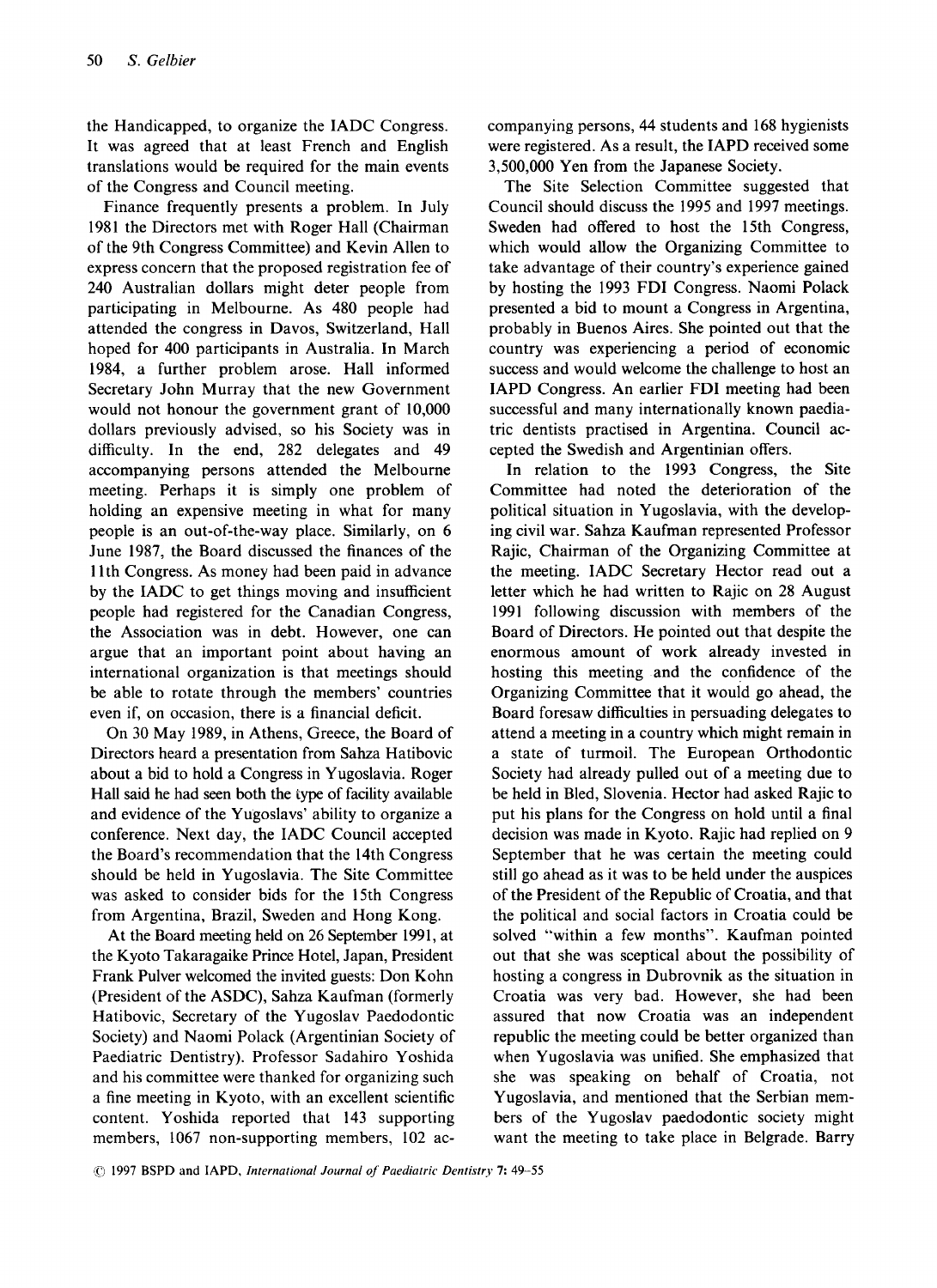the Handicapped, to organize the IADC Congress. It was agreed that at least French and English translations would be required for the main events of the Congress and Council meeting.

Finance frequently presents a problem. In July 1981 the Directors met with Roger Hall (Chairman of the 9th Congress Committee) and Kevin Allen to express concern that the proposed registration fee of 240 Australian dollars might deter people from participating in Melbourne. As 480 people had attended the congress in Davos, Switzerland, Hall hoped for 400 participants in Australia. In March 1984, a further problem arose. Hall informed Secretary John Murray that the new Government would not honour the government grant of 10,000 dollars previously advised, so his Society was in difficulty. In the end, 282 delegates and 49 accompanying persons attended the Melbourne meeting. Perhaps it is simply one problem of holding an expensive meeting in what for many people is an out-of-the-way place. Similarly, on 6 June 1987, the Board discussed the finances of the 11th Congress. As money had been paid in advance by the IADC to get things moving and insufficient people had registered for the Canadian Congress, the Association was in debt. However, one can argue that an important point about having an international organization is that meetings should be able to rotate through the members' countries even if, on occasion, there is a financial deficit.

On 30 May 1989, in Athens, Greece, the Board of Directors heard a presentation from Sahza Hatibovic about a bid to hold a Congress in Yugoslavia. Roger Hall said he had seen both the type of facility available and evidence of the Yugoslavs' ability to organize a conference. Next day, the IADC Council accepted the Board's recommendation that the 14th Congress should be held in Yugoslavia. The Site Committee was asked to consider bids for the 15th Congress from Argentina, Brazil, Sweden and Hong Kong.

At the Board meeting held on 26 September 1991, at the Kyoto Takaragaike Prince Hotel, Japan, President Frank Pulver welcomed the invited guests: Don Kohn (President of the ASDC), Sahza Kaufman (formerly Hatibovic, Secretary of the Yugoslav Paedodontic Society) and Naomi Polack (Argentinian Society of Paediatric Dentistry). Professor Sadahiro Yoshida and his committee were thanked for organizing such a fine meeting in Kyoto, with an excellent scientific content. Yoshida reported that 143 supporting members, 1067 non-supporting members, 102 accompanying persons, 44 students and 168 hygienists were registered. As a result, the IAPD received some 3,500,000 Yen from the Japanese Society.

The Site Selection Committee suggested that Council should discuss the 1995 and 1997 meetings. Sweden had offered to host the 15th Congress, which would allow the Organizing Committee to take advantage of their country's experience gained by hosting the 1993 FDI Congress. Naomi Polack presented a bid to mount a Congress in Argentina, probably in Buenos Aires. She pointed out that the country was experiencing a period of economic success and would welcome the challenge to host an IAPD Congress. An earlier FDI meeting had been successful and many internationally known paediatric dentists practised in Argentina. Council accepted the Swedish and Argentinian offers.

In relation to the 1993 Congress, the Site Committee had noted the deterioration of the political situation in Yugoslavia, with the developing civil war. Sahza Kaufman represented Professor Rajic, Chairman of the Organizing Committee at the meeting. IADC Secretary Hector read out a letter which he had written to Rajic on 28 August 1991 following discussion with members of the Board of Directors. He pointed out that despite the enormous amount of work already invested in hosting this meeting and the confidence of the Organizing Committee that it would go ahead, the Board foresaw difficulties in persuading delegates to attend a meeting in a country which might remain in a state of turmoil. The European Orthodontic Society had already pulled out of a meeting due to be held in Bled, Slovenia. Hector had asked Rajic to put his plans for the Congress on hold until a final decision was made in Kyoto. Rajic had replied on 9 September that he was certain the meeting could still go ahead as it was to be held under the auspices of the President of the Republic of Croatia, and that the political and social factors in Croatia could be solved "within a few months". Kaufman pointed out that she was sceptical about the possibility of hosting a congress in Dubrovnik as the situation in Croatia was very bad. However, she had been assured that now Croatia was an independent republic the meeting could be better organized than when Yugoslavia was unified. She emphasized that she was speaking on behalf of Croatia, not Yugoslavia, and mentioned that the Serbian members of the Yugoslav paedodontic society might want the meeting to take place in Belgrade. Barry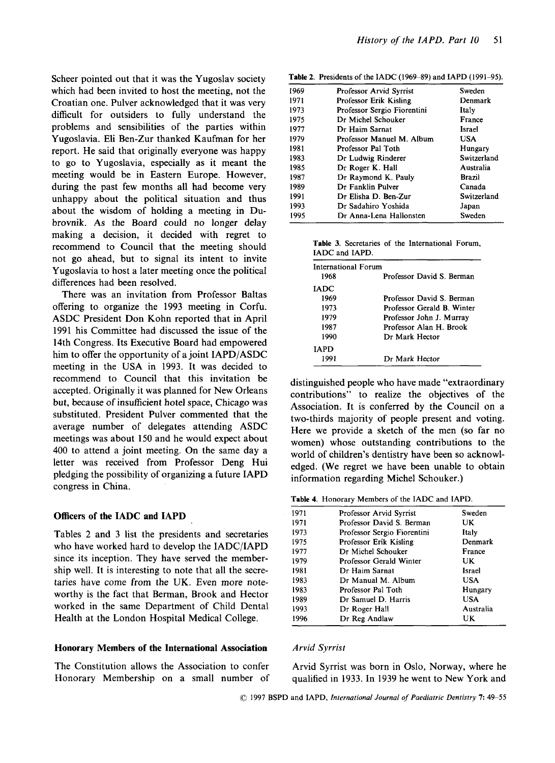Scheer pointed out that it was the Yugoslav society which had been invited to host the meeting, not the Croatian one. Pulver acknowledged that it was very difficult for outsiders to fully understand the problems and sensibilities of the parties within Yugoslavia. Eli Ben-Zur thanked Kaufman for her report. He said that originally everyone was happy to go to Yugoslavia, especially as it meant the meeting would be in Eastern Europe. However, during the past few months all had become very unhappy about the political situation and thus about the wisdom of holding a meeting in Dubrovnik. As the Board could no longer delay making a decision, it decided with regret to recommend to Council that the meeting should not go ahead, but to signal its intent to invite Yugoslavia to host a later meeting once the political differences had been resolved.

There was an invitation from Professor Baltas offering to organize the 1993 meeting in Corfu. ASDC President Don Kohn reported that in April 1991 his Committee had discussed the issue of the 14th Congress. Its Executive Board had empowered him to offer the opportunity of a joint IAPD/ASDC meeting in the USA in 1993. It was decided to recommend to Council that this invitation be accepted. Originally it was planned for New Orleans but, because of insufficient hotel space, Chicago was substituted. President Pulver commented that the average number of delegates attending ASDC meetings was about 150 and he would expect about 400 to attend a joint meeting. On the same day a letter was received from Professor Deng Hui pledging the possibility of organizing a future IAPD congress in China.

### Officers of the IADC and IAPD

Tables 2 and 3 list the presidents and secretaries who have worked hard to develop the IADC/IAPD since its inception. They have served the membership well. It is interesting to note that all the secretaries have come from the UK. Even more noteworthy is the fact that Berman, Brook and Hector worked in the same Department of Child Dental Health at the London Hospital Medical College.

### Honorary Members of the International Association

The Constitution allows the Association to confer Honorary Membership on a small number of distinguished people who have made "extraordinary contributions" to realize the objectives of the Association. It is conferred by the Council on a two-thirds majority of people present and voting. Here we provide a sketch of the men (so far no women) whose outstanding contributions to the world of children's dentistry have been so acknowledged. (We regret we have been unable to obtain information regarding Michel Schouker.)

**Table 2.** Presidents of the IADC (1969–89) and IAPD (1991–95).

| Year | Name | Country |
|---|---|---|
| 1969 | Professor Arvid Syrrist | Sweden |
| 1971 | Professor Erik Kisling | Denmark |
| 1973 | Professor Sergio Fiorentini | Italy |
| 1975 | Dr Michel Schouker | France |
| 1977 | Dr Haim Sarnat | Israel |
| 1979 | Professor Manuel M. Album | USA |
| 1981 | Professor Pal Toth | Hungary |
| 1983 | Dr Ludwig Rinderer | Switzerland |
| 1985 | Dr Roger K. Hall | Australia |
| 1987 | Dr Raymond K. Pauly | Brazil |
| 1989 | Dr Fanklin Pulver | Canada |
| 1991 | Dr Elisha D. Ben-Zur | Switzerland |
| 1993 | Dr Sadahiro Yoshida | Japan |
| 1995 | Dr Anna-Lena Hallonsten | Sweden |

**Table 3.** Secretaries of the International Forum, IADC and IAPD.

| Year | Name |
|---|---|
| **International Forum** | |
| 1968 | Professor David S. Berman |
| **IADC** | |
| 1969 | Professor David S. Berman |
| 1973 | Professor Gerald B. Winter |
| 1979 | Professor John J. Murray |
| 1987 | Professor Alan H. Brook |
| 1990 | Dr Mark Hector |
| **IAPD** | |
| 1991 | Dr Mark Hector |

**Table 4.** Honorary Members of the IADC and IAPD.

| Year | Name | Country |
|---|---|---|
| 1971 | Professor Arvid Syrrist | Sweden |
| 1971 | Professor David S. Berman | UK |
| 1973 | Professor Sergio Fiorentini | Italy |
| 1975 | Professor Erik Kisling | Denmark |
| 1977 | Dr Michel Schouker | France |
| 1979 | Professor Gerald Winter | UK |
| 1981 | Dr Haim Sarnat | Israel |
| 1983 | Dr Manual M. Album | USA |
| 1983 | Professor Pal Toth | Hungary |
| 1989 | Dr Samuel D. Harris | USA |
| 1993 | Dr Roger Hall | Australia |
| 1996 | Dr Reg Andlaw | UK |

*Arvid Syrrist*

Arvid Syrrist was born in Oslo, Norway, where he qualified in 1933. In 1939 he went to New York and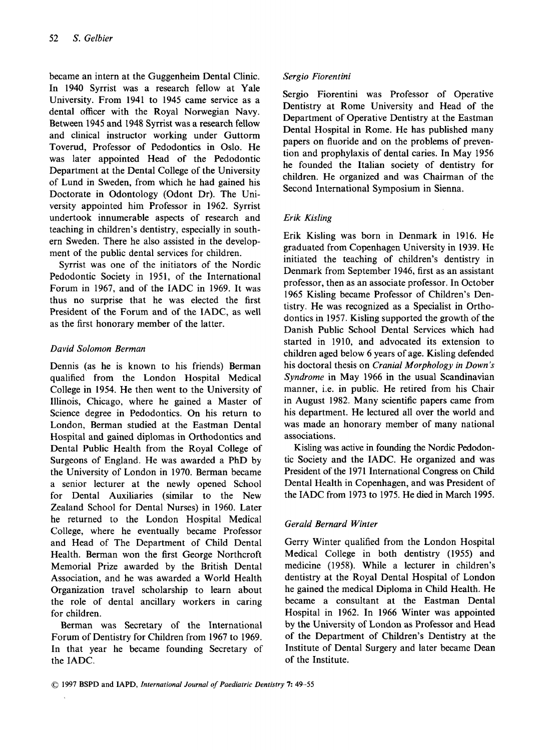became an intern at the Guggenheim Dental Clinic. In 1940 Syrrist was a research fellow at Yale University. From 1941 to 1945 came service as a dental officer with the Royal Norwegian Navy. Between 1945 and 1948 Syrrist was a research fellow and clinical instructor working under Guttorm Toverud, Professor of Pedodontics in Oslo. He was later appointed Head of the Pedodontic Department at the Dental College of the University of Lund in Sweden, from which he had gained his Doctorate in Odontology (Odont Dr). The University appointed him Professor in 1962. Syrrist undertook innumerable aspects of research and teaching in children's dentistry, especially in southern Sweden. There he also assisted in the development of the public dental services for children.

Syrrist was one of the initiators of the Nordic Pedodontic Society in 1951, of the International Forum in 1967, and of the IADC in 1969. It was thus no surprise that he was elected the first President of the Forum and of the IADC, as well as the first honorary member of the latter.

### *David Solomon Berman*

Dennis (as he is known to his friends) Berman qualified from the London Hospital Medical College in 1954. He then went to the University of Illinois, Chicago, where he gained a Master of Science degree in Pedodontics. On his return to London, Berman studied at the Eastman Dental Hospital and gained diplomas in Orthodontics and Dental Public Health from the Royal College of Surgeons of England. He was awarded a PhD by the University of London in 1970. Berman became a senior lecturer at the newly opened School for Dental Auxiliaries (similar to the New Zealand School for Dental Nurses) in 1960. Later he returned to the London Hospital Medical College, where he eventually became Professor and Head of The Department of Child Dental Health. Berman won the first George Northcroft Memorial Prize awarded by the British Dental Association, and he was awarded a World Health Organization travel scholarship to learn about the role of dental ancillary workers in caring for children.

Berman was Secretary of the International Forum of Dentistry for Children from 1967 to 1969. In that year he became founding Secretary of the IADC.

### *Sergio Fiorentini*

Sergio Fiorentini was Professor of Operative Dentistry at Rome University and Head of the Department of Operative Dentistry at the Eastman Dental Hospital in Rome. He has published many papers on fluoride and on the problems of prevention and prophylaxis of dental caries. In May 1956 he founded the Italian society of dentistry for children. He organized and was Chairman of the Second International Symposium in Sienna.

### *Erik Kisling*

Erik Kisling was born in Denmark in 1916. He graduated from Copenhagen University in 1939. He initiated the teaching of children's dentistry in Denmark from September 1946, first as an assistant professor, then as an associate professor. In October 1965 Kisling became Professor of Children's Dentistry. He was recognized as a Specialist in Orthodontics in 1957. Kisling supported the growth of the Danish Public School Dental Services which had started in 1910, and advocated its extension to children aged below 6 years of age. Kisling defended his doctoral thesis on *Cranial Morphology in Down's Syndrome* in May 1966 in the usual Scandinavian manner, i.e. in public. He retired from his Chair in August 1982. Many scientific papers came from his department. He lectured all over the world and was made an honorary member of many national associations.

Kisling was active in founding the Nordic Pedodontic Society and the IADC. He organized and was President of the 1971 International Congress on Child Dental Health in Copenhagen, and was President of the IADC from 1973 to 1975. He died in March 1995.

### *Gerald Bernard Winter*

Gerry Winter qualified from the London Hospital Medical College in both dentistry (1955) and medicine (1958). While a lecturer in children's dentistry at the Royal Dental Hospital of London he gained the medical Diploma in Child Health. He became a consultant at the Eastman Dental Hospital in 1962. In 1966 Winter was appointed by the University of London as Professor and Head of the Department of Children's Dentistry at the Institute of Dental Surgery and later became Dean of the Institute.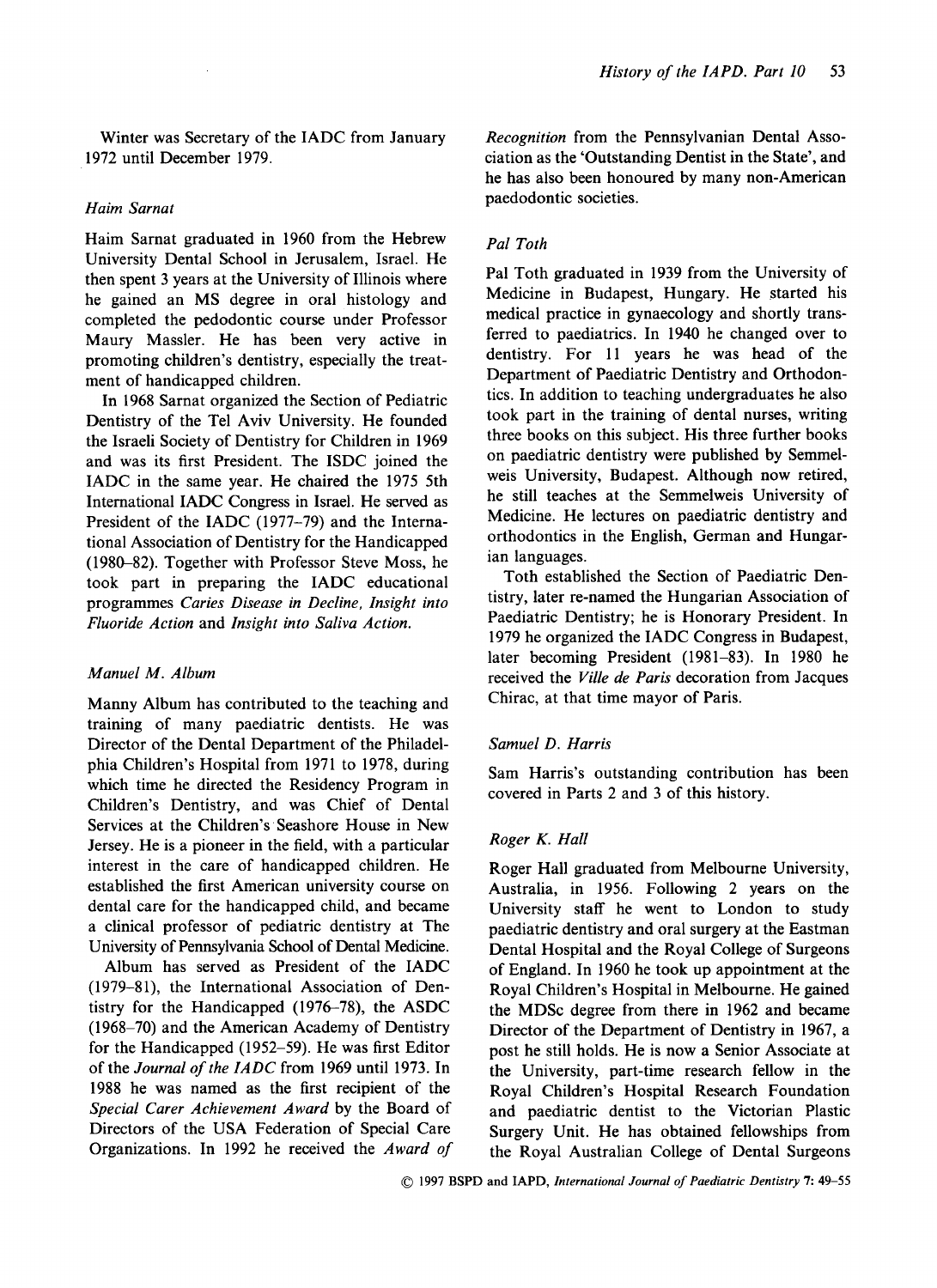Winter was Secretary of the IADC from January 1972 until December 1979.

### *Haim Sarnat*

Haim Sarnat graduated in 1960 from the Hebrew University Dental School in Jerusalem, Israel. He then spent 3 years at the University of Illinois where he gained an MS degree in oral histology and completed the pedodontic course under Professor Maury Massler. He has been very active in promoting children's dentistry, especially the treatment of handicapped children.

In 1968 Sarnat organized the Section of Pediatric Dentistry of the Tel Aviv University. He founded the Israeli Society of Dentistry for Children in 1969 and was its first President. The ISDC joined the IADC in the same year. He chaired the 1975 5th International IADC Congress in Israel. He served as President of the IADC (1977–79) and the International Association of Dentistry for the Handicapped (1980–82). Together with Professor Steve Moss, he took part in preparing the IADC educational programmes *Caries Disease in Decline, Insight into Fluoride Action* and *Insight into Saliva Action.*

### *Manuel M. Album*

Manny Album has contributed to the teaching and training of many paediatric dentists. He was Director of the Dental Department of the Philadelphia Children's Hospital from 1971 to 1978, during which time he directed the Residency Program in Children's Dentistry, and was Chief of Dental Services at the Children's Seashore House in New Jersey. He is a pioneer in the field, with a particular interest in the care of handicapped children. He established the first American university course on dental care for the handicapped child, and became a clinical professor of pediatric dentistry at The University of Pennsylvania School of Dental Medicine.

Album has served as President of the IADC (1979–81), the International Association of Dentistry for the Handicapped (1976–78), the ASDC (1968–70) and the American Academy of Dentistry for the Handicapped (1952–59). He was first Editor of the *Journal of the IADC* from 1969 until 1973. In 1988 he was named as the first recipient of the *Special Carer Achievement Award* by the Board of Directors of the USA Federation of Special Care Organizations. In 1992 he received the *Award of Recognition* from the Pennsylvanian Dental Association as the 'Outstanding Dentist in the State', and he has also been honoured by many non-American paedodontic societies.

### *Pal Toth*

Pal Toth graduated in 1939 from the University of Medicine in Budapest, Hungary. He started his medical practice in gynaecology and shortly transferred to paediatrics. In 1940 he changed over to dentistry. For 11 years he was head of the Department of Paediatric Dentistry and Orthodontics. In addition to teaching undergraduates he also took part in the training of dental nurses, writing three books on this subject. His three further books on paediatric dentistry were published by Semmelweis University, Budapest. Although now retired, he still teaches at the Semmelweis University of Medicine. He lectures on paediatric dentistry and orthodontics in the English, German and Hungarian languages.

Toth established the Section of Paediatric Dentistry, later re-named the Hungarian Association of Paediatric Dentistry; he is Honorary President. In 1979 he organized the IADC Congress in Budapest, later becoming President (1981–83). In 1980 he received the *Ville de Paris* decoration from Jacques Chirac, at that time mayor of Paris.

### *Samuel D. Harris*

Sam Harris's outstanding contribution has been covered in Parts 2 and 3 of this history.

### *Roger K. Hall*

Roger Hall graduated from Melbourne University, Australia, in 1956. Following 2 years on the University staff he went to London to study paediatric dentistry and oral surgery at the Eastman Dental Hospital and the Royal College of Surgeons of England. In 1960 he took up appointment at the Royal Children's Hospital in Melbourne. He gained the MDSc degree from there in 1962 and became Director of the Department of Dentistry in 1967, a post he still holds. He is now a Senior Associate at the University, part-time research fellow in the Royal Children's Hospital Research Foundation and paediatric dentist to the Victorian Plastic Surgery Unit. He has obtained fellowships from the Royal Australian College of Dental Surgeons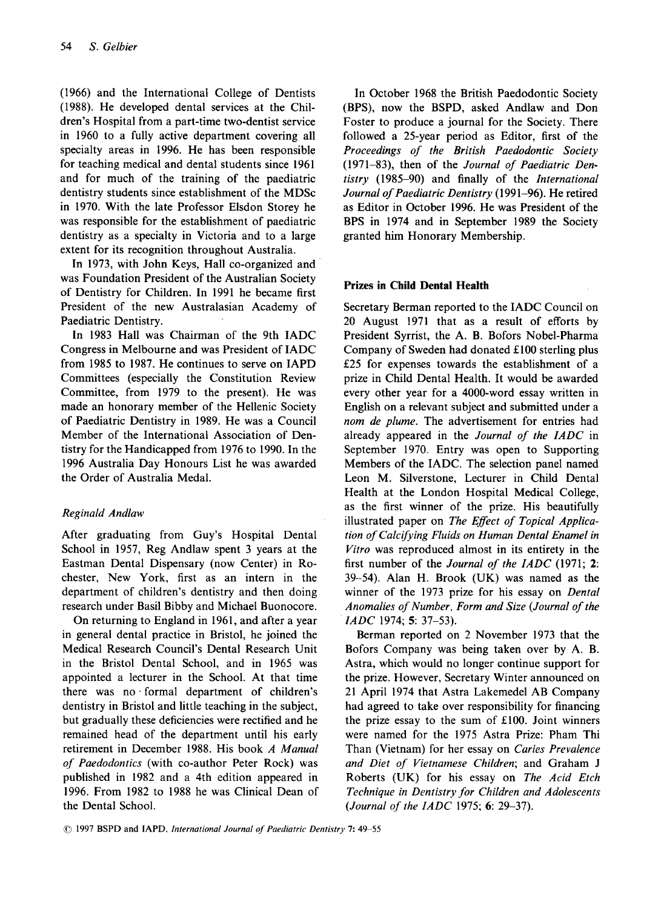(1966) and the International College of Dentists (1988). He developed dental services at the Children's Hospital from a part-time two-dentist service in 1960 to a fully active department covering all specialty areas in 1996. He has been responsible for teaching medical and dental students since 1961 and for much of the training of the paediatric dentistry students since establishment of the MDSc in 1970. With the late Professor Elsdon Storey he was responsible for the establishment of paediatric dentistry as a specialty in Victoria and to a large extent for its recognition throughout Australia.

In 1973, with John Keys, Hall co-organized and was Foundation President of the Australian Society of Dentistry for Children. In 1991 he became first President of the new Australasian Academy of Paediatric Dentistry.

In 1983 Hall was Chairman of the 9th IADC Congress in Melbourne and was President of IADC from 1985 to 1987. He continues to serve on IAPD Committees (especially the Constitution Review Committee, from 1979 to the present). He was made an honorary member of the Hellenic Society of Paediatric Dentistry in 1989. He was a Council Member of the International Association of Dentistry for the Handicapped from 1976 to 1990. In the 1996 Australia Day Honours List he was awarded the Order of Australia Medal.

### *Reginald Andlaw*

After graduating from Guy's Hospital Dental School in 1957, Reg Andlaw spent 3 years at the Eastman Dental Dispensary (now Center) in Rochester, New York, first as an intern in the department of children's dentistry and then doing research under Basil Bibby and Michael Buonocore.

On returning to England in 1961, and after a year in general dental practice in Bristol, he joined the Medical Research Council's Dental Research Unit in the Bristol Dental School, and in 1965 was appointed a lecturer in the School. At that time there was no formal department of children's dentistry in Bristol and little teaching in the subject, but gradually these deficiencies were rectified and he remained head of the department until his early retirement in December 1988. His book *A Manual of Paedodontics* (with co-author Peter Rock) was published in 1982 and a 4th edition appeared in 1996. From 1982 to 1988 he was Clinical Dean of the Dental School.

In October 1968 the British Paedodontic Society (BPS), now the BSPD, asked Andlaw and Don Foster to produce a journal for the Society. There followed a 25-year period as Editor, first of the *Proceedings of the British Paedodontic Society* (1971–83), then of the *Journal of Paediatric Dentistry* (1985–90) and finally of the *International Journal of Paediatric Dentistry* (1991–96). He retired as Editor in October 1996. He was President of the BPS in 1974 and in September 1989 the Society granted him Honorary Membership.

## Prizes in Child Dental Health

Secretary Berman reported to the IADC Council on 20 August 1971 that as a result of efforts by President Syrrist, the A. B. Bofors Nobel-Pharma Company of Sweden had donated £100 sterling plus £25 for expenses towards the establishment of a prize in Child Dental Health. It would be awarded every other year for a 4000-word essay written in English on a relevant subject and submitted under a *nom de plume*. The advertisement for entries had already appeared in the *Journal of the IADC* in September 1970. Entry was open to Supporting Members of the IADC. The selection panel named Leon M. Silverstone, Lecturer in Child Dental Health at the London Hospital Medical College, as the first winner of the prize. His beautifully illustrated paper on *The Effect of Topical Application of Calcifying Fluids on Human Dental Enamel in Vitro* was reproduced almost in its entirety in the first number of the *Journal of the IADC* (1971; **2**: 39–54). Alan H. Brook (UK) was named as the winner of the 1973 prize for his essay on *Dental Anomalies of Number, Form and Size* (*Journal of the IADC* 1974; **5**: 37–53).

Berman reported on 2 November 1973 that the Bofors Company was being taken over by A. B. Astra, which would no longer continue support for the prize. However, Secretary Winter announced on 21 April 1974 that Astra Lakemedel AB Company had agreed to take over responsibility for financing the prize essay to the sum of £100. Joint winners were named for the 1975 Astra Prize: Pham Thi Than (Vietnam) for her essay on *Caries Prevalence and Diet of Vietnamese Children*; and Graham J Roberts (UK) for his essay on *The Acid Etch Technique in Dentistry for Children and Adolescents* (*Journal of the IADC* 1975; **6**: 29–37).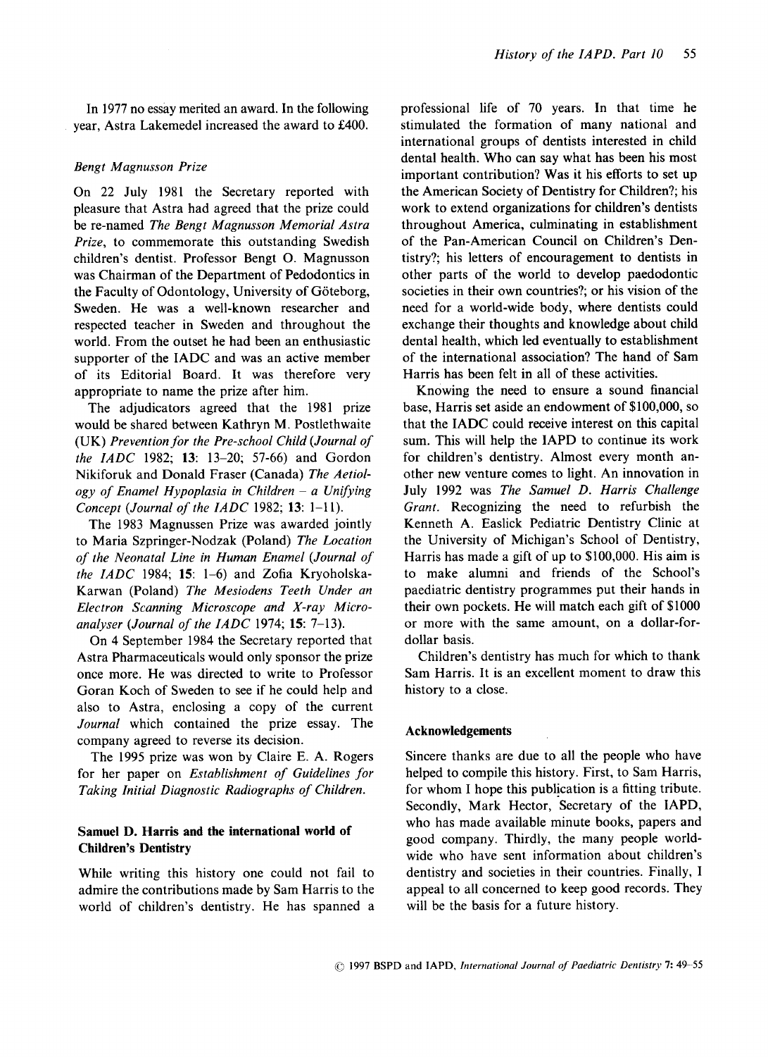In 1977 no essay merited an award. In the following year, Astra Lakemedel increased the award to £400.

### *Bengt Magnusson Prize*

On 22 July 1981 the Secretary reported with pleasure that Astra had agreed that the prize could be re-named *The Bengt Magnusson Memorial Astra Prize*, to commemorate this outstanding Swedish children's dentist. Professor Bengt O. Magnusson was Chairman of the Department of Pedodontics in the Faculty of Odontology, University of Göteborg, Sweden. He was a well-known researcher and respected teacher in Sweden and throughout the world. From the outset he had been an enthusiastic supporter of the IADC and was an active member of its Editorial Board. It was therefore very appropriate to name the prize after him.

The adjudicators agreed that the 1981 prize would be shared between Kathryn M. Postlethwaite (UK) *Prevention for the Pre-school Child* (*Journal of the IADC* 1982; **13**: 13–20; 57-66) and Gordon Nikiforuk and Donald Fraser (Canada) *The Aetiology of Enamel Hypoplasia in Children – a Unifying Concept* (*Journal of the IADC* 1982; **13**: 1–11).

The 1983 Magnussen Prize was awarded jointly to Maria Szpringer-Nodzak (Poland) *The Location of the Neonatal Line in Human Enamel* (*Journal of the IADC* 1984; **15**: 1–6) and Zofia Kryoholska-Karwan (Poland) *The Mesiodens Teeth Under an Electron Scanning Microscope and X-ray Microanalyser* (*Journal of the IADC* 1974; **15**: 7–13).

On 4 September 1984 the Secretary reported that Astra Pharmaceuticals would only sponsor the prize once more. He was directed to write to Professor Goran Koch of Sweden to see if he could help and also to Astra, enclosing a copy of the current *Journal* which contained the prize essay. The company agreed to reverse its decision.

The 1995 prize was won by Claire E. A. Rogers for her paper on *Establishment of Guidelines for Taking Initial Diagnostic Radiographs of Children.*

## Samuel D. Harris and the international world of Children's Dentistry

While writing this history one could not fail to admire the contributions made by Sam Harris to the world of children's dentistry. He has spanned a professional life of 70 years. In that time he stimulated the formation of many national and international groups of dentists interested in child dental health. Who can say what has been his most important contribution? Was it his efforts to set up the American Society of Dentistry for Children?; his work to extend organizations for children's dentists throughout America, culminating in establishment of the Pan-American Council on Children's Dentistry?; his letters of encouragement to dentists in other parts of the world to develop paedodontic societies in their own countries?; or his vision of the need for a world-wide body, where dentists could exchange their thoughts and knowledge about child dental health, which led eventually to establishment of the international association? The hand of Sam Harris has been felt in all of these activities.

Knowing the need to ensure a sound financial base, Harris set aside an endowment of $100,000, so that the IADC could receive interest on this capital sum. This will help the IAPD to continue its work for children's dentistry. Almost every month another new venture comes to light. An innovation in July 1992 was *The Samuel D. Harris Challenge Grant*. Recognizing the need to refurbish the Kenneth A. Easlick Pediatric Dentistry Clinic at the University of Michigan's School of Dentistry, Harris has made a gift of up to $100,000. His aim is to make alumni and friends of the School's paediatric dentistry programmes put their hands in their own pockets. He will match each gift of $1000 or more with the same amount, on a dollar-for-dollar basis.

Children's dentistry has much for which to thank Sam Harris. It is an excellent moment to draw this history to a close.

## Acknowledgements

Sincere thanks are due to all the people who have helped to compile this history. First, to Sam Harris, for whom I hope this publication is a fitting tribute. Secondly, Mark Hector, Secretary of the IAPD, who has made available minute books, papers and good company. Thirdly, the many people worldwide who have sent information about children's dentistry and societies in their countries. Finally, I appeal to all concerned to keep good records. They will be the basis for a future history.